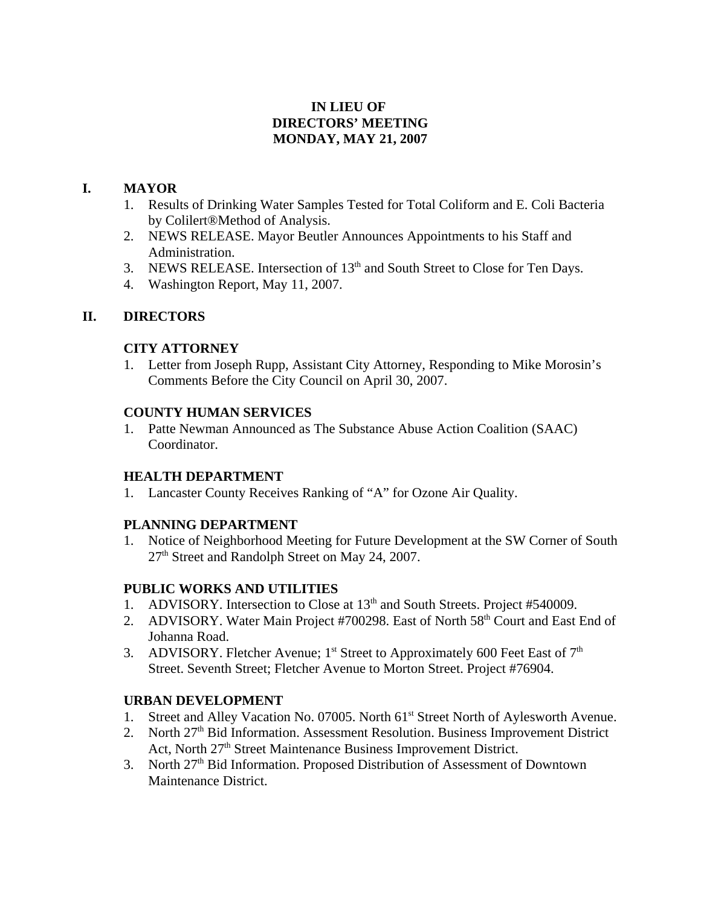# IN LIEU OF
# DIRECTORS' MEETING
# MONDAY, MAY 21, 2007

## I. MAYOR

1. Results of Drinking Water Samples Tested for Total Coliform and E. Coli Bacteria by Colilert®Method of Analysis.
2. NEWS RELEASE. Mayor Beutler Announces Appointments to his Staff and Administration.
3. NEWS RELEASE. Intersection of 13th and South Street to Close for Ten Days.
4. Washington Report, May 11, 2007.

## II. DIRECTORS

### CITY ATTORNEY

1. Letter from Joseph Rupp, Assistant City Attorney, Responding to Mike Morosin's Comments Before the City Council on April 30, 2007.

### COUNTY HUMAN SERVICES

1. Patte Newman Announced as The Substance Abuse Action Coalition (SAAC) Coordinator.

### HEALTH DEPARTMENT

1. Lancaster County Receives Ranking of "A" for Ozone Air Quality.

### PLANNING DEPARTMENT

1. Notice of Neighborhood Meeting for Future Development at the SW Corner of South 27th Street and Randolph Street on May 24, 2007.

### PUBLIC WORKS AND UTILITIES

1. ADVISORY. Intersection to Close at 13th and South Streets. Project #540009.
2. ADVISORY. Water Main Project #700298. East of North 58th Court and East End of Johanna Road.
3. ADVISORY. Fletcher Avenue; 1st Street to Approximately 600 Feet East of 7th Street. Seventh Street; Fletcher Avenue to Morton Street. Project #76904.

### URBAN DEVELOPMENT

1. Street and Alley Vacation No. 07005. North 61st Street North of Aylesworth Avenue.
2. North 27th Bid Information. Assessment Resolution. Business Improvement District Act, North 27th Street Maintenance Business Improvement District.
3. North 27th Bid Information. Proposed Distribution of Assessment of Downtown Maintenance District.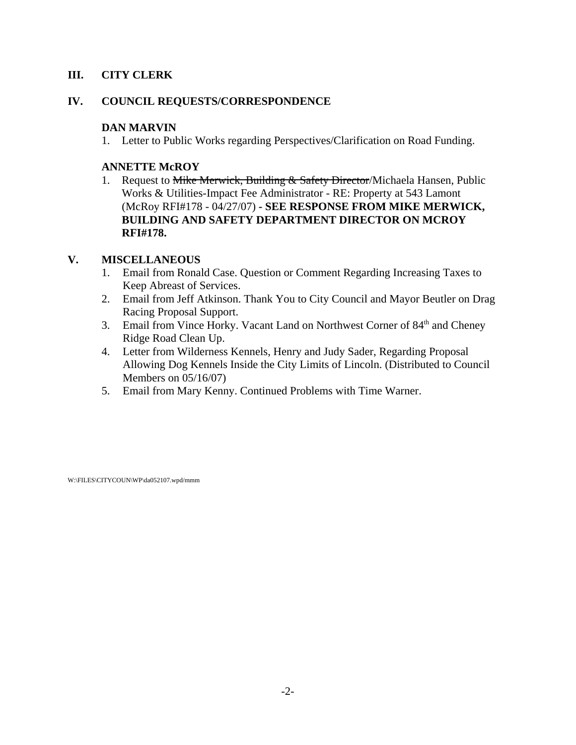## III. CITY CLERK

## IV. COUNCIL REQUESTS/CORRESPONDENCE

### DAN MARVIN

1. Letter to Public Works regarding Perspectives/Clarification on Road Funding.

### ANNETTE McROY

1. Request to ~~Mike Merwick, Building & Safety Director~~/Michaela Hansen, Public Works & Utilities-Impact Fee Administrator - RE: Property at 543 Lamont (McRoy RFI#178 - 04/27/07) **- SEE RESPONSE FROM MIKE MERWICK, BUILDING AND SAFETY DEPARTMENT DIRECTOR ON MCROY RFI#178.**

## V. MISCELLANEOUS

1. Email from Ronald Case. Question or Comment Regarding Increasing Taxes to Keep Abreast of Services.
2. Email from Jeff Atkinson. Thank You to City Council and Mayor Beutler on Drag Racing Proposal Support.
3. Email from Vince Horky. Vacant Land on Northwest Corner of 84th and Cheney Ridge Road Clean Up.
4. Letter from Wilderness Kennels, Henry and Judy Sader, Regarding Proposal Allowing Dog Kennels Inside the City Limits of Lincoln. (Distributed to Council Members on 05/16/07)
5. Email from Mary Kenny. Continued Problems with Time Warner.

W:\FILES\CITYCOUN\WP\da052107.wpd/mmm